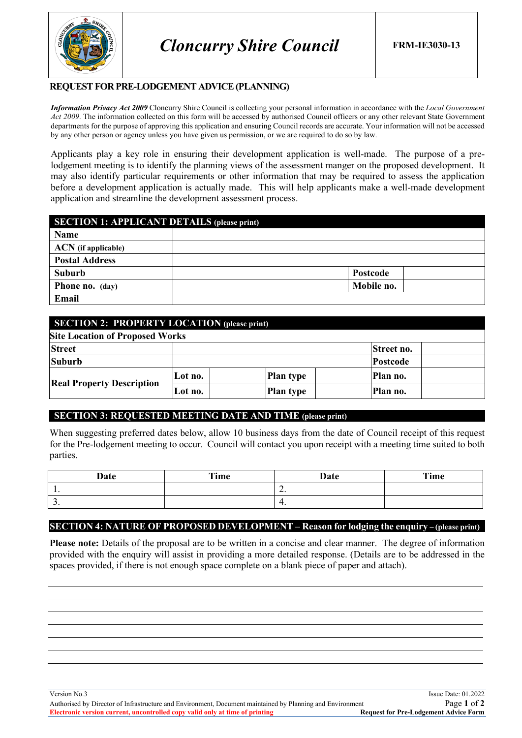# Cloncurry Shire Council

**FRM-IE3030-13**

## REQUEST FOR PRE-LODGEMENT ADVICE (PLANNING)

***Information Privacy Act 2009*** Cloncurry Shire Council is collecting your personal information in accordance with the *Local Government Act 2009*. The information collected on this form will be accessed by authorised Council officers or any other relevant State Government departments for the purpose of approving this application and ensuring Council records are accurate. Your information will not be accessed by any other person or agency unless you have given us permission, or we are required to do so by law.

Applicants play a key role in ensuring their development application is well-made. The purpose of a pre-lodgement meeting is to identify the planning views of the assessment manger on the proposed development. It may also identify particular requirements or other information that may be required to assess the application before a development application is actually made. This will help applicants make a well-made development application and streamline the development assessment process.

| **SECTION 1: APPLICANT DETAILS** (please print) | | | |
|---|---|---|---|
| **Name** | | | |
| **ACN** (if applicable) | | | |
| **Postal Address** | | | |
| **Suburb** | | **Postcode** | |
| **Phone no.** (day) | | **Mobile no.** | |
| **Email** | | | |

| **SECTION 2: PROPERTY LOCATION** (please print) | | | | | | |
|---|---|---|---|---|---|---|
| **Site Location of Proposed Works** | | | | | | |
| **Street** | | | | | **Street no.** | |
| **Suburb** | | | | | **Postcode** | |
| **Real Property Description** | **Lot no.** | | **Plan type** | | **Plan no.** | |
| | **Lot no.** | | **Plan type** | | **Plan no.** | |

**SECTION 3: REQUESTED MEETING DATE AND TIME** (please print)

When suggesting preferred dates below, allow 10 business days from the date of Council receipt of this request for the Pre-lodgement meeting to occur. Council will contact you upon receipt with a meeting time suited to both parties.

| Date | Time | Date | Time |
|---|---|---|---|
| 1. | | 2. | |
| 3. | | 4. | |

**SECTION 4: NATURE OF PROPOSED DEVELOPMENT – Reason for lodging the enquiry** – (please print)

**Please note:** Details of the proposal are to be written in a concise and clear manner. The degree of information provided with the enquiry will assist in providing a more detailed response. (Details are to be addressed in the spaces provided, if there is not enough space complete on a blank piece of paper and attach).

Version No.3  
Issue Date: 01.2022  
Authorised by Director of Infrastructure and Environment, Document maintained by Planning and Environment  
**Electronic version current, uncontrolled copy valid only at time of printing**  
**Request for Pre-Lodgement Advice Form**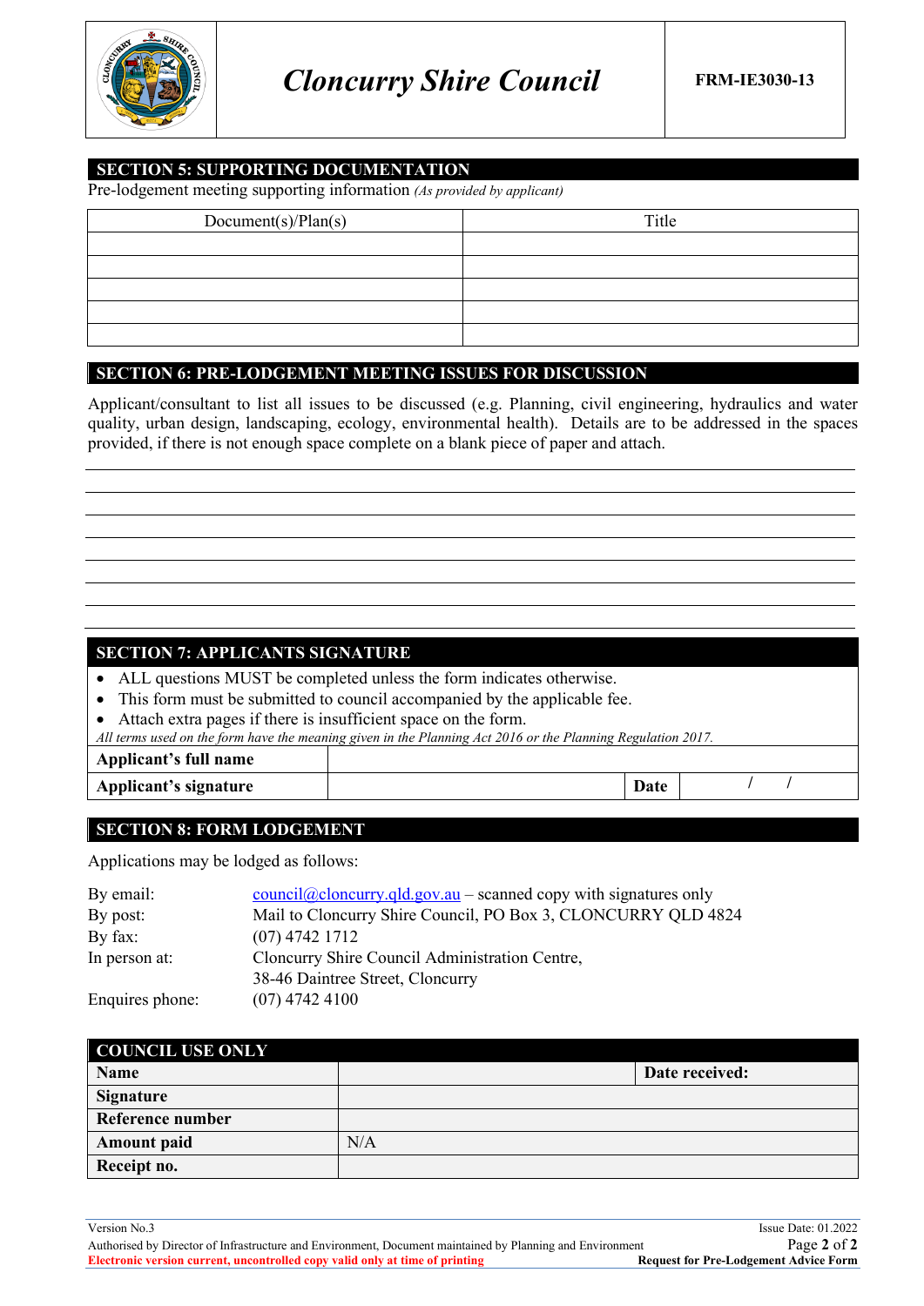# Cloncurry Shire Council

FRM-IE3030-13

## SECTION 5: SUPPORTING DOCUMENTATION

Pre-lodgement meeting supporting information *(As provided by applicant)*

| Document(s)/Plan(s) | Title |
|---|---|
| | |
| | |
| | |
| | |
| | |

## SECTION 6: PRE-LODGEMENT MEETING ISSUES FOR DISCUSSION

Applicant/consultant to list all issues to be discussed (e.g. Planning, civil engineering, hydraulics and water quality, urban design, landscaping, ecology, environmental health). Details are to be addressed in the spaces provided, if there is not enough space complete on a blank piece of paper and attach.

## SECTION 7: APPLICANTS SIGNATURE

- ALL questions MUST be completed unless the form indicates otherwise.
- This form must be submitted to council accompanied by the applicable fee.
- Attach extra pages if there is insufficient space on the form.

*All terms used on the form have the meaning given in the Planning Act 2016 or the Planning Regulation 2017.*

| | | | |
|---|---|---|---|
| **Applicant's full name** | | | |
| **Applicant's signature** | | **Date** | / / |

## SECTION 8: FORM LODGEMENT

Applications may be lodged as follows:

| | |
|---|---|
| By email: | council@cloncurry.qld.gov.au – scanned copy with signatures only |
| By post: | Mail to Cloncurry Shire Council, PO Box 3, CLONCURRY QLD 4824 |
| By fax: | (07) 4742 1712 |
| In person at: | Cloncurry Shire Council Administration Centre, 38-46 Daintree Street, Cloncurry |
| Enquires phone: | (07) 4742 4100 |

## COUNCIL USE ONLY

| | | |
|---|---|---|
| **Name** | | **Date received:** |
| **Signature** | | |
| **Reference number** | | |
| **Amount paid** | N/A | |
| **Receipt no.** | | |

Version No.3 | Issue Date: 01.2022

Authorised by Director of Infrastructure and Environment, Document maintained by Planning and Environment

**Electronic version current, uncontrolled copy valid only at time of printing**

**Request for Pre-Lodgement Advice Form**